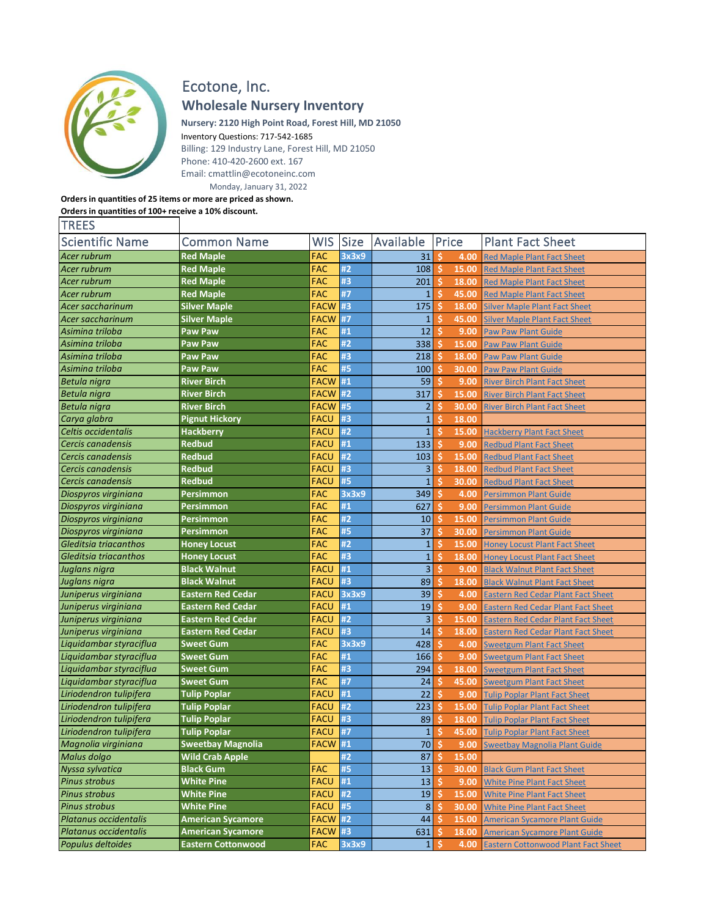# Ecotone, Inc.

## Wholesale Nursery Inventory

**Nursery: 2120 High Point Road, Forest Hill, MD 21050**

Inventory Questions: 717-542-1685

Billing: 129 Industry Lane, Forest Hill, MD 21050

Phone: 410-420-2600 ext. 167

Email: cmattlin@ecotoneinc.com

Monday, January 31, 2022

**Orders in quantities of 25 items or more are priced as shown.**

**Orders in quantities of 100+ receive a 10% discount.**

### TREES

| Scientific Name | Common Name | WIS | Size | Available | Price | Plant Fact Sheet |
|---|---|---|---|---|---|---|
| *Acer rubrum* | **Red Maple** | FAC | 3x3x9 | 31 | $ 4.00 | Red Maple Plant Fact Sheet |
| *Acer rubrum* | **Red Maple** | FAC | #2 | 108 | $ 15.00 | Red Maple Plant Fact Sheet |
| *Acer rubrum* | **Red Maple** | FAC | #3 | 201 | $ 18.00 | Red Maple Plant Fact Sheet |
| *Acer rubrum* | **Red Maple** | FAC | #7 | 1 | $ 45.00 | Red Maple Plant Fact Sheet |
| *Acer saccharinum* | **Silver Maple** | FACW | #3 | 175 | $ 18.00 | Silver Maple Plant Fact Sheet |
| *Acer saccharinum* | **Silver Maple** | FACW | #7 | 1 | $ 45.00 | Silver Maple Plant Fact Sheet |
| *Asimina triloba* | **Paw Paw** | FAC | #1 | 12 | $ 9.00 | Paw Paw Plant Guide |
| *Asimina triloba* | **Paw Paw** | FAC | #2 | 338 | $ 15.00 | Paw Paw Plant Guide |
| *Asimina triloba* | **Paw Paw** | FAC | #3 | 218 | $ 18.00 | Paw Paw Plant Guide |
| *Asimina triloba* | **Paw Paw** | FAC | #5 | 100 | $ 30.00 | Paw Paw Plant Guide |
| *Betula nigra* | **River Birch** | FACW | #1 | 59 | $ 9.00 | River Birch Plant Fact Sheet |
| *Betula nigra* | **River Birch** | FACW | #2 | 317 | $ 15.00 | River Birch Plant Fact Sheet |
| *Betula nigra* | **River Birch** | FACW | #5 | 2 | $ 30.00 | River Birch Plant Fact Sheet |
| *Carya glabra* | **Pignut Hickory** | FACU | #3 | 1 | $ 18.00 | |
| *Celtis occidentalis* | **Hackberry** | FACU | #2 | 1 | $ 15.00 | Hackberry Plant Fact Sheet |
| *Cercis canadensis* | **Redbud** | FACU | #1 | 133 | $ 9.00 | Redbud Plant Fact Sheet |
| *Cercis canadensis* | **Redbud** | FACU | #2 | 103 | $ 15.00 | Redbud Plant Fact Sheet |
| *Cercis canadensis* | **Redbud** | FACU | #3 | 3 | $ 18.00 | Redbud Plant Fact Sheet |
| *Cercis canadensis* | **Redbud** | FACU | #5 | 1 | $ 30.00 | Redbud Plant Fact Sheet |
| *Diospyros virginiana* | **Persimmon** | FAC | 3x3x9 | 349 | $ 4.00 | Persimmon Plant Guide |
| *Diospyros virginiana* | **Persimmon** | FAC | #1 | 627 | $ 9.00 | Persimmon Plant Guide |
| *Diospyros virginiana* | **Persimmon** | FAC | #2 | 10 | $ 15.00 | Persimmon Plant Guide |
| *Diospyros virginiana* | **Persimmon** | FAC | #5 | 37 | $ 30.00 | Persimmon Plant Guide |
| *Gleditsia triacanthos* | **Honey Locust** | FAC | #2 | 1 | $ 15.00 | Honey Locust Plant Fact Sheet |
| *Gleditsia triacanthos* | **Honey Locust** | FAC | #3 | 1 | $ 18.00 | Honey Locust Plant Fact Sheet |
| *Juglans nigra* | **Black Walnut** | FACU | #1 | 3 | $ 9.00 | Black Walnut Plant Fact Sheet |
| *Juglans nigra* | **Black Walnut** | FACU | #3 | 89 | $ 18.00 | Black Walnut Plant Fact Sheet |
| *Juniperus virginiana* | **Eastern Red Cedar** | FACU | 3x3x9 | 39 | $ 4.00 | Eastern Red Cedar Plant Fact Sheet |
| *Juniperus virginiana* | **Eastern Red Cedar** | FACU | #1 | 19 | $ 9.00 | Eastern Red Cedar Plant Fact Sheet |
| *Juniperus virginiana* | **Eastern Red Cedar** | FACU | #2 | 3 | $ 15.00 | Eastern Red Cedar Plant Fact Sheet |
| *Juniperus virginiana* | **Eastern Red Cedar** | FACU | #3 | 14 | $ 18.00 | Eastern Red Cedar Plant Fact Sheet |
| *Liquidambar styraciflua* | **Sweet Gum** | FAC | 3x3x9 | 428 | $ 4.00 | Sweetgum Plant Fact Sheet |
| *Liquidambar styraciflua* | **Sweet Gum** | FAC | #1 | 166 | $ 9.00 | Sweetgum Plant Fact Sheet |
| *Liquidambar styraciflua* | **Sweet Gum** | FAC | #3 | 294 | $ 18.00 | Sweetgum Plant Fact Sheet |
| *Liquidambar styraciflua* | **Sweet Gum** | FAC | #7 | 24 | $ 45.00 | Sweetgum Plant Fact Sheet |
| *Liriodendron tulipifera* | **Tulip Poplar** | FACU | #1 | 22 | $ 9.00 | Tulip Poplar Plant Fact Sheet |
| *Liriodendron tulipifera* | **Tulip Poplar** | FACU | #2 | 223 | $ 15.00 | Tulip Poplar Plant Fact Sheet |
| *Liriodendron tulipifera* | **Tulip Poplar** | FACU | #3 | 89 | $ 18.00 | Tulip Poplar Plant Fact Sheet |
| *Liriodendron tulipifera* | **Tulip Poplar** | FACU | #7 | 1 | $ 45.00 | Tulip Poplar Plant Fact Sheet |
| *Magnolia virginiana* | **Sweetbay Magnolia** | FACW | #1 | 70 | $ 9.00 | Sweetbay Magnolia Plant Guide |
| *Malus dolgo* | **Wild Crab Apple** | | #2 | 87 | $ 15.00 | |
| *Nyssa sylvatica* | **Black Gum** | FAC | #5 | 13 | $ 30.00 | Black Gum Plant Fact Sheet |
| *Pinus strobus* | **White Pine** | FACU | #1 | 13 | $ 9.00 | White Pine Plant Fact Sheet |
| *Pinus strobus* | **White Pine** | FACU | #2 | 19 | $ 15.00 | White Pine Plant Fact Sheet |
| *Pinus strobus* | **White Pine** | FACU | #5 | 8 | $ 30.00 | White Pine Plant Fact Sheet |
| *Platanus occidentalis* | **American Sycamore** | FACW | #2 | 44 | $ 15.00 | American Sycamore Plant Guide |
| *Platanus occidentalis* | **American Sycamore** | FACW | #3 | 631 | $ 18.00 | American Sycamore Plant Guide |
| *Populus deltoides* | **Eastern Cottonwood** | FAC | 3x3x9 | 1 | $ 4.00 | Eastern Cottonwood Plant Fact Sheet |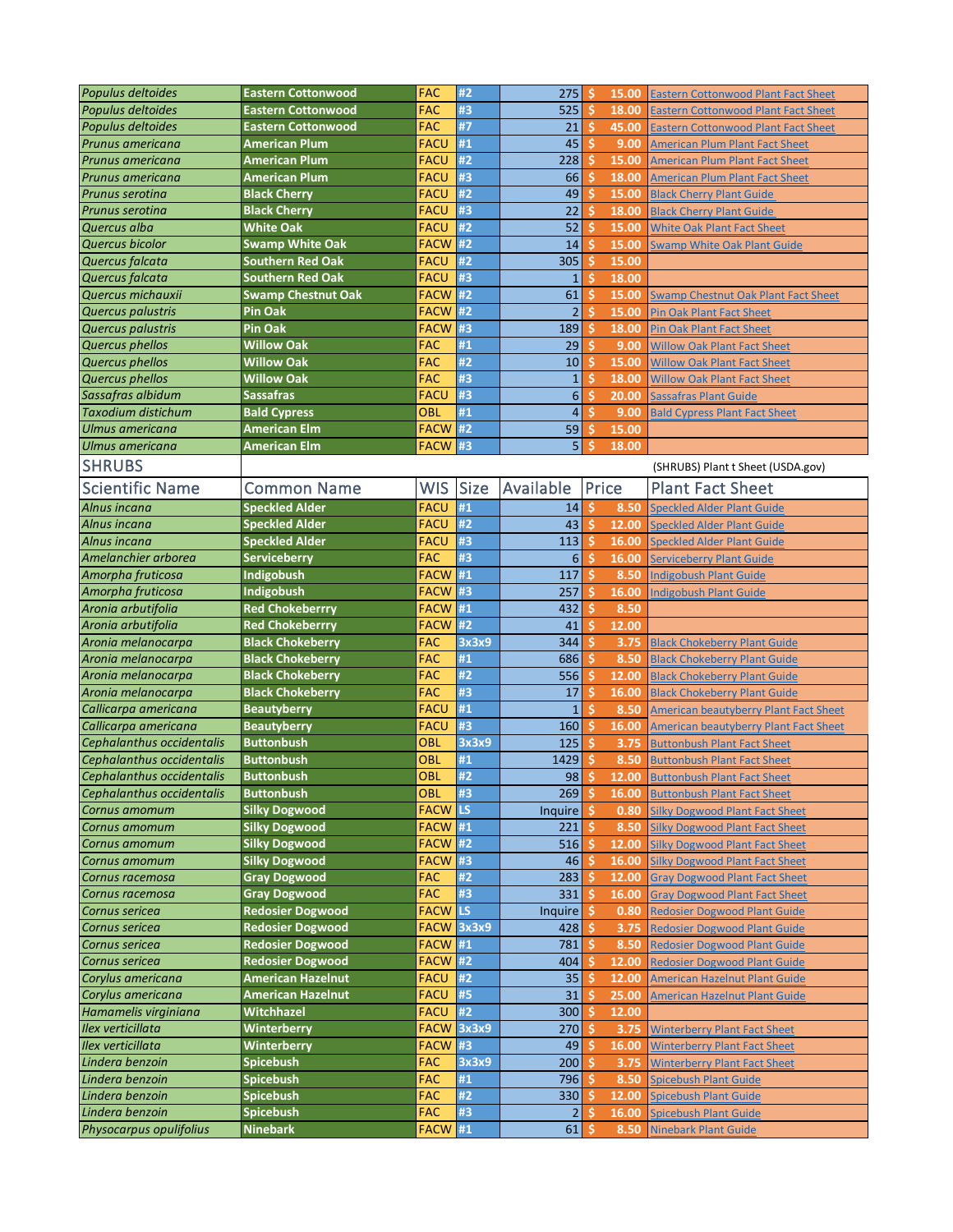| | | | | | | |
|---|---|---|---|---|---|---|
| *Populus deltoides* | **Eastern Cottonwood** | FAC | #2 | 275 | $ 15.00 | Eastern Cottonwood Plant Fact Sheet |
| *Populus deltoides* | **Eastern Cottonwood** | FAC | #3 | 525 | $ 18.00 | Eastern Cottonwood Plant Fact Sheet |
| *Populus deltoides* | **Eastern Cottonwood** | FAC | #7 | 21 | $ 45.00 | Eastern Cottonwood Plant Fact Sheet |
| *Prunus americana* | **American Plum** | FACU | #1 | 45 | $ 9.00 | American Plum Plant Fact Sheet |
| *Prunus americana* | **American Plum** | FACU | #2 | 228 | $ 15.00 | American Plum Plant Fact Sheet |
| *Prunus americana* | **American Plum** | FACU | #3 | 66 | $ 18.00 | American Plum Plant Fact Sheet |
| *Prunus serotina* | **Black Cherry** | FACU | #2 | 49 | $ 15.00 | Black Cherry Plant Guide |
| *Prunus serotina* | **Black Cherry** | FACU | #3 | 22 | $ 18.00 | Black Cherry Plant Guide |
| *Quercus alba* | **White Oak** | FACU | #2 | 52 | $ 15.00 | White Oak Plant Fact Sheet |
| *Quercus bicolor* | **Swamp White Oak** | FACW | #2 | 14 | $ 15.00 | Swamp White Oak Plant Guide |
| *Quercus falcata* | **Southern Red Oak** | FACU | #2 | 305 | $ 15.00 | |
| *Quercus falcata* | **Southern Red Oak** | FACU | #3 | 1 | $ 18.00 | |
| *Quercus michauxii* | **Swamp Chestnut Oak** | FACW | #2 | 61 | $ 15.00 | Swamp Chestnut Oak Plant Fact Sheet |
| *Quercus palustris* | **Pin Oak** | FACW | #2 | 2 | $ 15.00 | Pin Oak Plant Fact Sheet |
| *Quercus palustris* | **Pin Oak** | FACW | #3 | 189 | $ 18.00 | Pin Oak Plant Fact Sheet |
| *Quercus phellos* | **Willow Oak** | FAC | #1 | 29 | $ 9.00 | Willow Oak Plant Fact Sheet |
| *Quercus phellos* | **Willow Oak** | FAC | #2 | 10 | $ 15.00 | Willow Oak Plant Fact Sheet |
| *Quercus phellos* | **Willow Oak** | FAC | #3 | 1 | $ 18.00 | Willow Oak Plant Fact Sheet |
| *Sassafras albidum* | **Sassafras** | FACU | #3 | 6 | $ 20.00 | Sassafras Plant Guide |
| *Taxodium distichum* | **Bald Cypress** | OBL | #1 | 4 | $ 9.00 | Bald Cypress Plant Fact Sheet |
| *Ulmus americana* | **American Elm** | FACW | #2 | 59 | $ 15.00 | |
| *Ulmus americana* | **American Elm** | FACW | #3 | 5 | $ 18.00 | |

## SHRUBS

(SHRUBS) Plant t Sheet (USDA.gov)

| Scientific Name | Common Name | WIS | Size | Available | Price | Plant Fact Sheet |
|---|---|---|---|---|---|---|
| *Alnus incana* | **Speckled Alder** | FACU | #1 | 14 | $ 8.50 | Speckled Alder Plant Guide |
| *Alnus incana* | **Speckled Alder** | FACU | #2 | 43 | $ 12.00 | Speckled Alder Plant Guide |
| *Alnus incana* | **Speckled Alder** | FACU | #3 | 113 | $ 16.00 | Speckled Alder Plant Guide |
| *Amelanchier arborea* | **Serviceberry** | FAC | #3 | 6 | $ 16.00 | Serviceberry Plant Guide |
| *Amorpha fruticosa* | **Indigobush** | FACW | #1 | 117 | $ 8.50 | Indigobush Plant Guide |
| *Amorpha fruticosa* | **Indigobush** | FACW | #3 | 257 | $ 16.00 | Indigobush Plant Guide |
| *Aronia arbutifolia* | **Red Chokeberrry** | FACW | #1 | 432 | $ 8.50 | |
| *Aronia arbutifolia* | **Red Chokeberrry** | FACW | #2 | 41 | $ 12.00 | |
| *Aronia melanocarpa* | **Black Chokeberry** | FAC | 3x3x9 | 344 | $ 3.75 | Black Chokeberry Plant Guide |
| *Aronia melanocarpa* | **Black Chokeberry** | FAC | #1 | 686 | $ 8.50 | Black Chokeberry Plant Guide |
| *Aronia melanocarpa* | **Black Chokeberry** | FAC | #2 | 556 | $ 12.00 | Black Chokeberry Plant Guide |
| *Aronia melanocarpa* | **Black Chokeberry** | FAC | #3 | 17 | $ 16.00 | Black Chokeberry Plant Guide |
| *Callicarpa americana* | **Beautyberry** | FACU | #1 | 1 | $ 8.50 | American beautyberry Plant Fact Sheet |
| *Callicarpa americana* | **Beautyberry** | FACU | #3 | 160 | $ 16.00 | American beautyberry Plant Fact Sheet |
| *Cephalanthus occidentalis* | **Buttonbush** | OBL | 3x3x9 | 125 | $ 3.75 | Buttonbush Plant Fact Sheet |
| *Cephalanthus occidentalis* | **Buttonbush** | OBL | #1 | 1429 | $ 8.50 | Buttonbush Plant Fact Sheet |
| *Cephalanthus occidentalis* | **Buttonbush** | OBL | #2 | 98 | $ 12.00 | Buttonbush Plant Fact Sheet |
| *Cephalanthus occidentalis* | **Buttonbush** | OBL | #3 | 269 | $ 16.00 | Buttonbush Plant Fact Sheet |
| *Cornus amomum* | **Silky Dogwood** | FACW | LS | Inquire | $ 0.80 | Silky Dogwood Plant Fact Sheet |
| *Cornus amomum* | **Silky Dogwood** | FACW | #1 | 221 | $ 8.50 | Silky Dogwood Plant Fact Sheet |
| *Cornus amomum* | **Silky Dogwood** | FACW | #2 | 516 | $ 12.00 | Silky Dogwood Plant Fact Sheet |
| *Cornus amomum* | **Silky Dogwood** | FACW | #3 | 46 | $ 16.00 | Silky Dogwood Plant Fact Sheet |
| *Cornus racemosa* | **Gray Dogwood** | FAC | #2 | 283 | $ 12.00 | Gray Dogwood Plant Fact Sheet |
| *Cornus racemosa* | **Gray Dogwood** | FAC | #3 | 331 | $ 16.00 | Gray Dogwood Plant Fact Sheet |
| *Cornus sericea* | **Redosier Dogwood** | FACW | LS | Inquire | $ 0.80 | Redosier Dogwood Plant Guide |
| *Cornus sericea* | **Redosier Dogwood** | FACW | 3x3x9 | 428 | $ 3.75 | Redosier Dogwood Plant Guide |
| *Cornus sericea* | **Redosier Dogwood** | FACW | #1 | 781 | $ 8.50 | Redosier Dogwood Plant Guide |
| *Cornus sericea* | **Redosier Dogwood** | FACW | #2 | 404 | $ 12.00 | Redosier Dogwood Plant Guide |
| *Corylus americana* | **American Hazelnut** | FACU | #2 | 35 | $ 12.00 | American Hazelnut Plant Guide |
| *Corylus americana* | **American Hazelnut** | FACU | #5 | 31 | $ 25.00 | American Hazelnut Plant Guide |
| *Hamamelis virginiana* | **Witchhazel** | FACU | #2 | 300 | $ 12.00 | |
| *Ilex verticillata* | **Winterberry** | FACW | 3x3x9 | 270 | $ 3.75 | Winterberry Plant Fact Sheet |
| *Ilex verticillata* | **Winterberry** | FACW | #3 | 49 | $ 16.00 | Winterberry Plant Fact Sheet |
| *Lindera benzoin* | **Spicebush** | FAC | 3x3x9 | 200 | $ 3.75 | Winterberry Plant Fact Sheet |
| *Lindera benzoin* | **Spicebush** | FAC | #1 | 796 | $ 8.50 | Spicebush Plant Guide |
| *Lindera benzoin* | **Spicebush** | FAC | #2 | 330 | $ 12.00 | Spicebush Plant Guide |
| *Lindera benzoin* | **Spicebush** | FAC | #3 | 2 | $ 16.00 | Spicebush Plant Guide |
| *Physocarpus opulifolius* | **Ninebark** | FACW | #1 | 61 | $ 8.50 | Ninebark Plant Guide |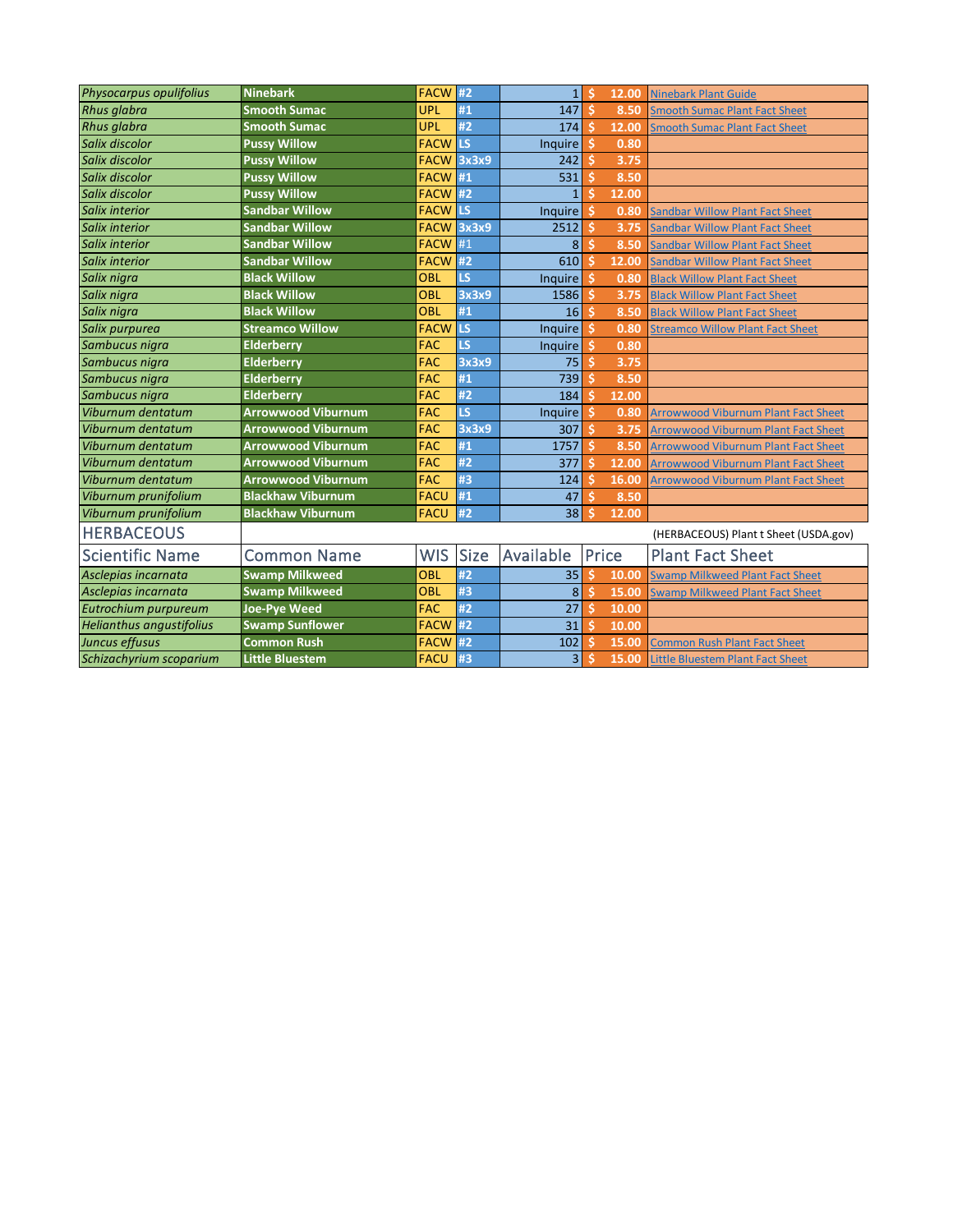| | | | | | | |
|---|---|---|---|---|---|---|
| *Physocarpus opulifolius* | **Ninebark** | FACW | #2 | 1 | $ 12.00 | Ninebark Plant Guide |
| *Rhus glabra* | **Smooth Sumac** | UPL | #1 | 147 | $ 8.50 | Smooth Sumac Plant Fact Sheet |
| *Rhus glabra* | **Smooth Sumac** | UPL | #2 | 174 | $ 12.00 | Smooth Sumac Plant Fact Sheet |
| *Salix discolor* | **Pussy Willow** | FACW | LS | Inquire | $ 0.80 | |
| *Salix discolor* | **Pussy Willow** | FACW | 3x3x9 | 242 | $ 3.75 | |
| *Salix discolor* | **Pussy Willow** | FACW | #1 | 531 | $ 8.50 | |
| *Salix discolor* | **Pussy Willow** | FACW | #2 | 1 | $ 12.00 | |
| *Salix interior* | **Sandbar Willow** | FACW | LS | Inquire | $ 0.80 | Sandbar Willow Plant Fact Sheet |
| *Salix interior* | **Sandbar Willow** | FACW | 3x3x9 | 2512 | $ 3.75 | Sandbar Willow Plant Fact Sheet |
| *Salix interior* | **Sandbar Willow** | FACW | #1 | 8 | $ 8.50 | Sandbar Willow Plant Fact Sheet |
| *Salix interior* | **Sandbar Willow** | FACW | #2 | 610 | $ 12.00 | Sandbar Willow Plant Fact Sheet |
| *Salix nigra* | **Black Willow** | OBL | LS | Inquire | $ 0.80 | Black Willow Plant Fact Sheet |
| *Salix nigra* | **Black Willow** | OBL | 3x3x9 | 1586 | $ 3.75 | Black Willow Plant Fact Sheet |
| *Salix nigra* | **Black Willow** | OBL | #1 | 16 | $ 8.50 | Black Willow Plant Fact Sheet |
| *Salix purpurea* | **Streamco Willow** | FACW | LS | Inquire | $ 0.80 | Streamco Willow Plant Fact Sheet |
| *Sambucus nigra* | **Elderberry** | FAC | LS | Inquire | $ 0.80 | |
| *Sambucus nigra* | **Elderberry** | FAC | 3x3x9 | 75 | $ 3.75 | |
| *Sambucus nigra* | **Elderberry** | FAC | #1 | 739 | $ 8.50 | |
| *Sambucus nigra* | **Elderberry** | FAC | #2 | 184 | $ 12.00 | |
| *Viburnum dentatum* | **Arrowwood Viburnum** | FAC | LS | Inquire | $ 0.80 | Arrowwood Viburnum Plant Fact Sheet |
| *Viburnum dentatum* | **Arrowwood Viburnum** | FAC | 3x3x9 | 307 | $ 3.75 | Arrowwood Viburnum Plant Fact Sheet |
| *Viburnum dentatum* | **Arrowwood Viburnum** | FAC | #1 | 1757 | $ 8.50 | Arrowwood Viburnum Plant Fact Sheet |
| *Viburnum dentatum* | **Arrowwood Viburnum** | FAC | #2 | 377 | $ 12.00 | Arrowwood Viburnum Plant Fact Sheet |
| *Viburnum dentatum* | **Arrowwood Viburnum** | FAC | #3 | 124 | $ 16.00 | Arrowwood Viburnum Plant Fact Sheet |
| *Viburnum prunifolium* | **Blackhaw Viburnum** | FACU | #1 | 47 | $ 8.50 | |
| *Viburnum prunifolium* | **Blackhaw Viburnum** | FACU | #2 | 38 | $ 12.00 | |

## HERBACEOUS

(HERBACEOUS) Plant t Sheet (USDA.gov)

| Scientific Name | Common Name | WIS | Size | Available | Price | Plant Fact Sheet |
|---|---|---|---|---|---|---|
| *Asclepias incarnata* | **Swamp Milkweed** | OBL | #2 | 35 | $ 10.00 | Swamp Milkweed Plant Fact Sheet |
| *Asclepias incarnata* | **Swamp Milkweed** | OBL | #3 | 8 | $ 15.00 | Swamp Milkweed Plant Fact Sheet |
| *Eutrochium purpureum* | **Joe-Pye Weed** | FAC | #2 | 27 | $ 10.00 | |
| *Helianthus angustifolius* | **Swamp Sunflower** | FACW | #2 | 31 | $ 10.00 | |
| *Juncus effusus* | **Common Rush** | FACW | #2 | 102 | $ 15.00 | Common Rush Plant Fact Sheet |
| *Schizachyrium scoparium* | **Little Bluestem** | FACU | #3 | 3 | $ 15.00 | Little Bluestem Plant Fact Sheet |